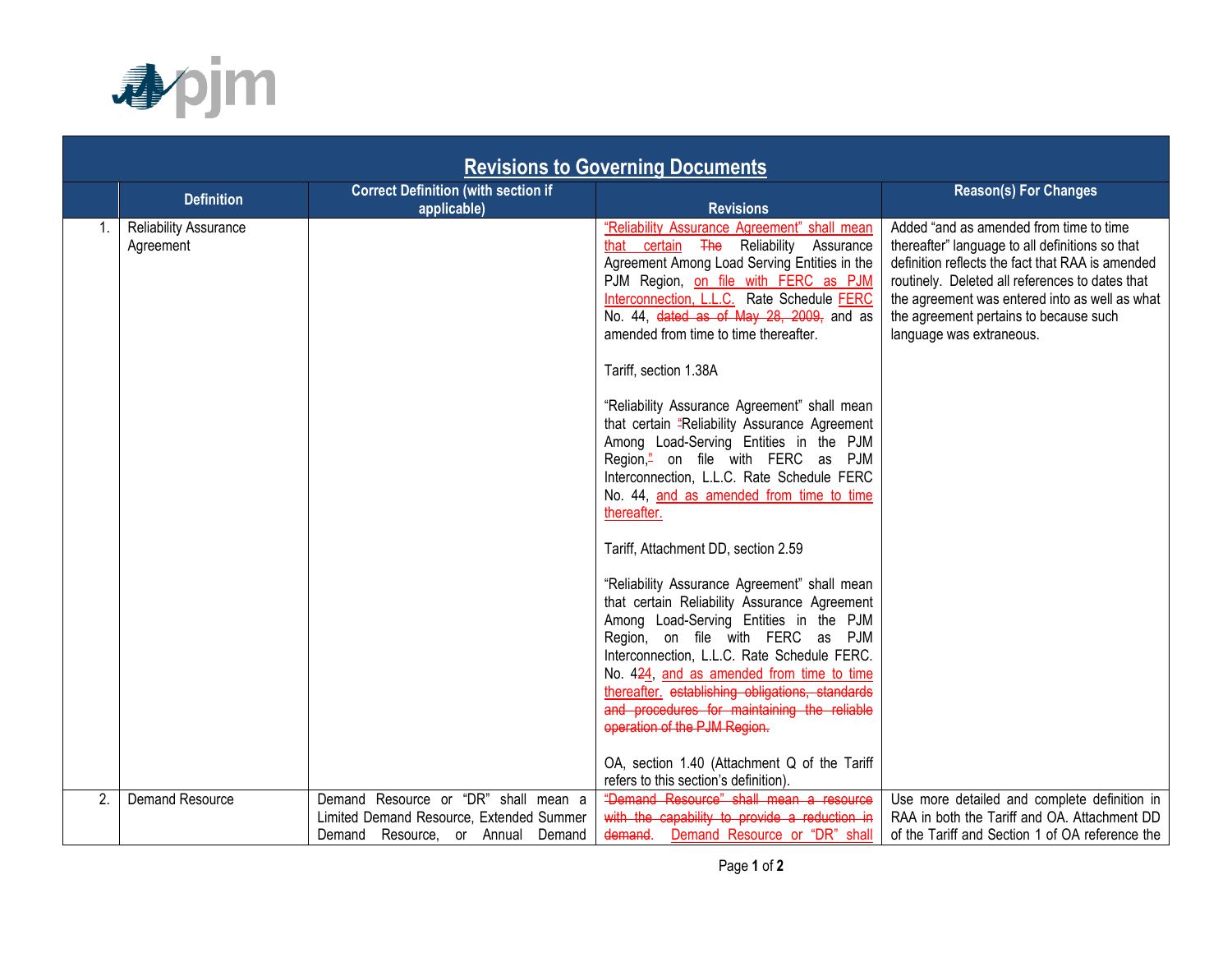# Revisions to Governing Documents

| | Definition | Correct Definition (with section if applicable) | Revisions | Reason(s) For Changes |
|---|---|---|---|---|
| 1. | Reliability Assurance Agreement | | "Reliability Assurance Agreement" shall mean that certain ~~The~~ Reliability Assurance Agreement Among Load Serving Entities in the PJM Region, on file with FERC as PJM Interconnection, L.L.C. Rate Schedule FERC No. 44, ~~dated as of May 28, 2009,~~ and as amended from time to time thereafter.<br><br>Tariff, section 1.38A<br><br>"Reliability Assurance Agreement" shall mean that certain ~~"~~Reliability Assurance Agreement Among Load-Serving Entities in the PJM Region,~~"~~ on file with FERC as PJM Interconnection, L.L.C. Rate Schedule FERC No. 44, and as amended from time to time thereafter.<br><br>Tariff, Attachment DD, section 2.59<br><br>"Reliability Assurance Agreement" shall mean that certain Reliability Assurance Agreement Among Load-Serving Entities in the PJM Region, on file with FERC as PJM Interconnection, L.L.C. Rate Schedule FERC. No. 4~~2~~4, and as amended from time to time thereafter. ~~establishing obligations, standards and procedures for maintaining the reliable operation of the PJM Region.~~<br><br>OA, section 1.40 (Attachment Q of the Tariff refers to this section's definition). | Added "and as amended from time to time thereafter" language to all definitions so that definition reflects the fact that RAA is amended routinely. Deleted all references to dates that the agreement was entered into as well as what the agreement pertains to because such language was extraneous. |
| 2. | Demand Resource | Demand Resource or "DR" shall mean a Limited Demand Resource, Extended Summer Demand Resource, or Annual Demand | ~~"Demand Resource" shall mean a resource with the capability to provide a reduction in demand.~~ Demand Resource or "DR" shall | Use more detailed and complete definition in RAA in both the Tariff and OA. Attachment DD of the Tariff and Section 1 of OA reference the |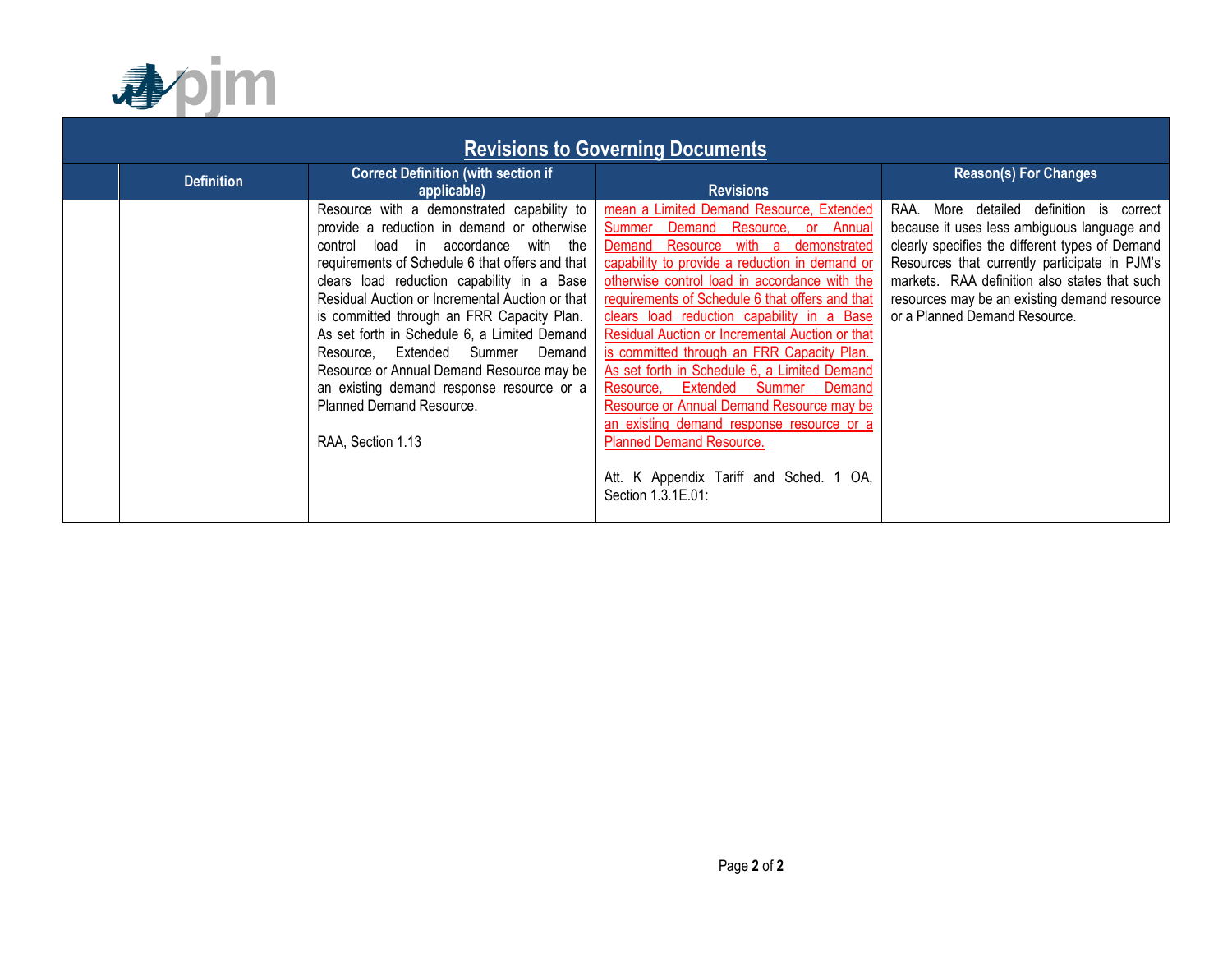## Revisions to Governing Documents

| | Definition | Correct Definition (with section if applicable) | Revisions | Reason(s) For Changes |
|---|---|---|---|---|
| | | Resource with a demonstrated capability to provide a reduction in demand or otherwise control load in accordance with the requirements of Schedule 6 that offers and that clears load reduction capability in a Base Residual Auction or Incremental Auction or that is committed through an FRR Capacity Plan. As set forth in Schedule 6, a Limited Demand Resource, Extended Summer Demand Resource or Annual Demand Resource may be an existing demand response resource or a Planned Demand Resource.<br><br>RAA, Section 1.13 | mean a Limited Demand Resource, Extended Summer Demand Resource, or Annual Demand Resource with a demonstrated capability to provide a reduction in demand or otherwise control load in accordance with the requirements of Schedule 6 that offers and that clears load reduction capability in a Base Residual Auction or Incremental Auction or that is committed through an FRR Capacity Plan. As set forth in Schedule 6, a Limited Demand Resource, Extended Summer Demand Resource or Annual Demand Resource may be an existing demand response resource or a Planned Demand Resource.<br><br>Att. K Appendix Tariff and Sched. 1 OA, Section 1.3.1E.01: | RAA. More detailed definition is correct because it uses less ambiguous language and clearly specifies the different types of Demand Resources that currently participate in PJM's markets. RAA definition also states that such resources may be an existing demand resource or a Planned Demand Resource. |